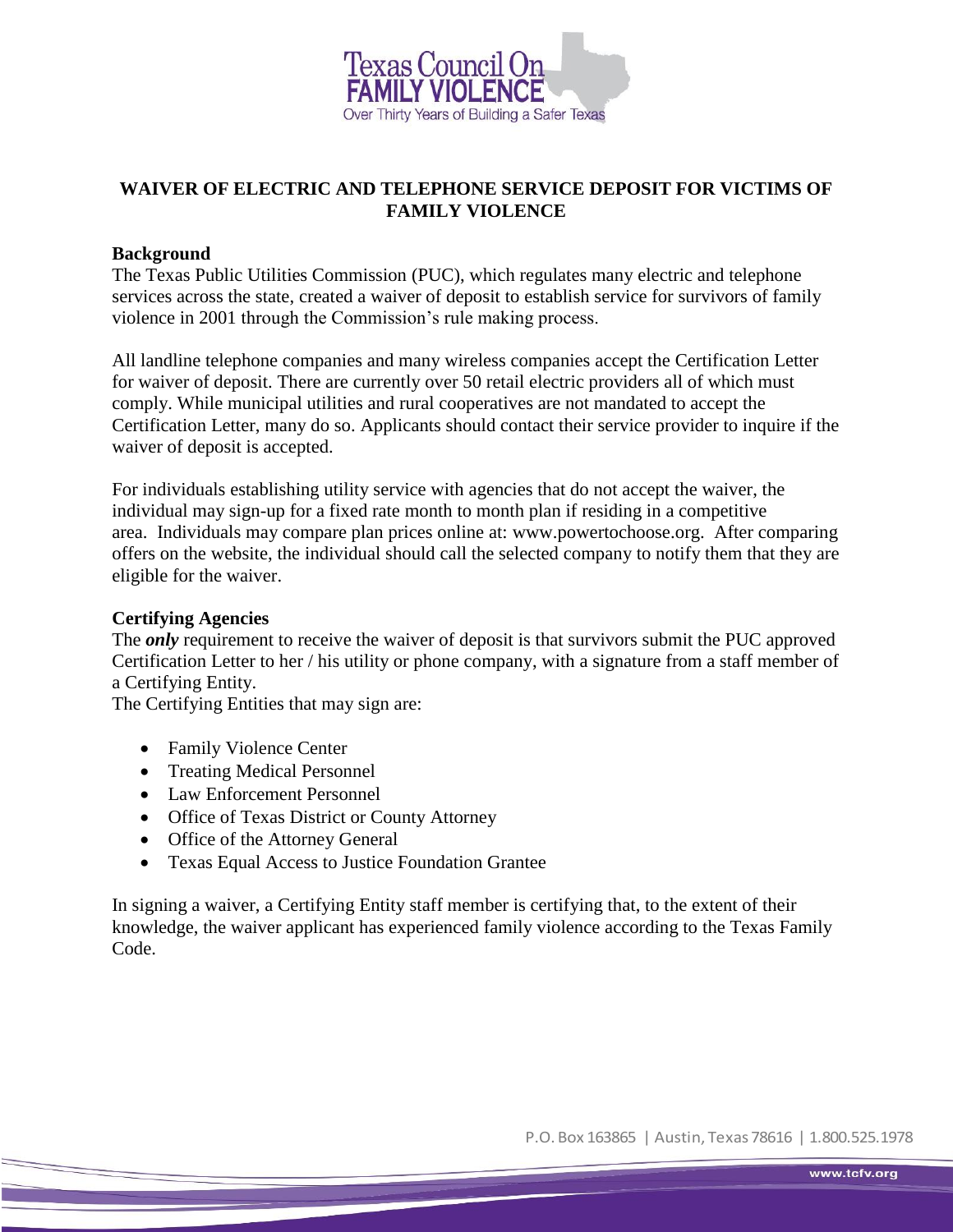# WAIVER OF ELECTRIC AND TELEPHONE SERVICE DEPOSIT FOR VICTIMS OF FAMILY VIOLENCE

## Background

The Texas Public Utilities Commission (PUC), which regulates many electric and telephone services across the state, created a waiver of deposit to establish service for survivors of family violence in 2001 through the Commission's rule making process.

All landline telephone companies and many wireless companies accept the Certification Letter for waiver of deposit. There are currently over 50 retail electric providers all of which must comply. While municipal utilities and rural cooperatives are not mandated to accept the Certification Letter, many do so. Applicants should contact their service provider to inquire if the waiver of deposit is accepted.

For individuals establishing utility service with agencies that do not accept the waiver, the individual may sign-up for a fixed rate month to month plan if residing in a competitive area. Individuals may compare plan prices online at: www.powertochoose.org. After comparing offers on the website, the individual should call the selected company to notify them that they are eligible for the waiver.

## Certifying Agencies

The ***only*** requirement to receive the waiver of deposit is that survivors submit the PUC approved Certification Letter to her / his utility or phone company, with a signature from a staff member of a Certifying Entity.

The Certifying Entities that may sign are:

- Family Violence Center
- Treating Medical Personnel
- Law Enforcement Personnel
- Office of Texas District or County Attorney
- Office of the Attorney General
- Texas Equal Access to Justice Foundation Grantee

In signing a waiver, a Certifying Entity staff member is certifying that, to the extent of their knowledge, the waiver applicant has experienced family violence according to the Texas Family Code.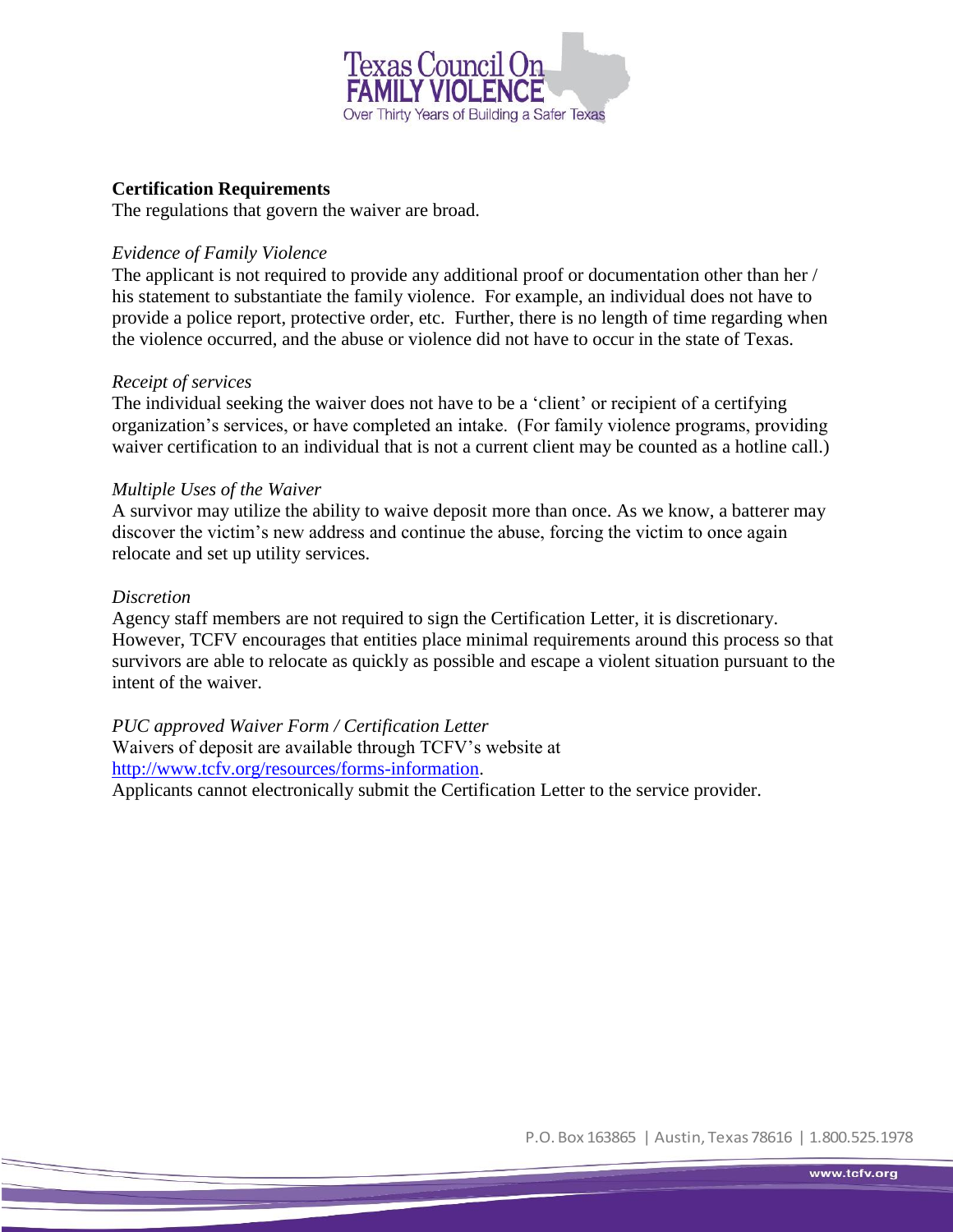**Certification Requirements**

The regulations that govern the waiver are broad.

*Evidence of Family Violence*

The applicant is not required to provide any additional proof or documentation other than her / his statement to substantiate the family violence. For example, an individual does not have to provide a police report, protective order, etc. Further, there is no length of time regarding when the violence occurred, and the abuse or violence did not have to occur in the state of Texas.

*Receipt of services*

The individual seeking the waiver does not have to be a 'client' or recipient of a certifying organization's services, or have completed an intake. (For family violence programs, providing waiver certification to an individual that is not a current client may be counted as a hotline call.)

*Multiple Uses of the Waiver*

A survivor may utilize the ability to waive deposit more than once. As we know, a batterer may discover the victim's new address and continue the abuse, forcing the victim to once again relocate and set up utility services.

*Discretion*

Agency staff members are not required to sign the Certification Letter, it is discretionary. However, TCFV encourages that entities place minimal requirements around this process so that survivors are able to relocate as quickly as possible and escape a violent situation pursuant to the intent of the waiver.

*PUC approved Waiver Form / Certification Letter*

Waivers of deposit are available through TCFV's website at http://www.tcfv.org/resources/forms-information.

Applicants cannot electronically submit the Certification Letter to the service provider.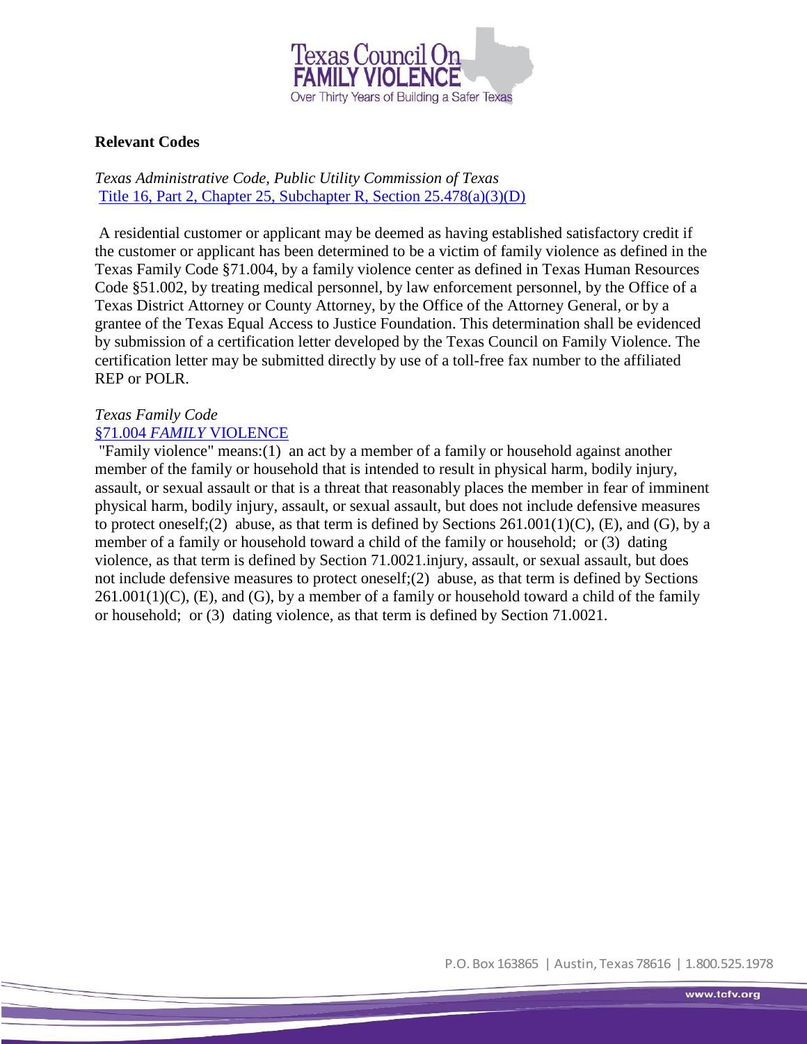## Relevant Codes

*Texas Administrative Code, Public Utility Commission of Texas*
[Title 16, Part 2, Chapter 25, Subchapter R, Section 25.478(a)(3)(D)]

A residential customer or applicant may be deemed as having established satisfactory credit if the customer or applicant has been determined to be a victim of family violence as defined in the Texas Family Code §71.004, by a family violence center as defined in Texas Human Resources Code §51.002, by treating medical personnel, by law enforcement personnel, by the Office of a Texas District Attorney or County Attorney, by the Office of the Attorney General, or by a grantee of the Texas Equal Access to Justice Foundation. This determination shall be evidenced by submission of a certification letter developed by the Texas Council on Family Violence. The certification letter may be submitted directly by use of a toll-free fax number to the affiliated REP or POLR.

*Texas Family Code*
[§71.004 *FAMILY* VIOLENCE]

"Family violence" means:(1) an act by a member of a family or household against another member of the family or household that is intended to result in physical harm, bodily injury, assault, or sexual assault or that is a threat that reasonably places the member in fear of imminent physical harm, bodily injury, assault, or sexual assault, but does not include defensive measures to protect oneself;(2) abuse, as that term is defined by Sections 261.001(1)(C), (E), and (G), by a member of a family or household toward a child of the family or household; or (3) dating violence, as that term is defined by Section 71.0021.injury, assault, or sexual assault, but does not include defensive measures to protect oneself;(2) abuse, as that term is defined by Sections 261.001(1)(C), (E), and (G), by a member of a family or household toward a child of the family or household; or (3) dating violence, as that term is defined by Section 71.0021.

P.O. Box 163865 | Austin, Texas 78616 | 1.800.525.1978

www.tcfv.org